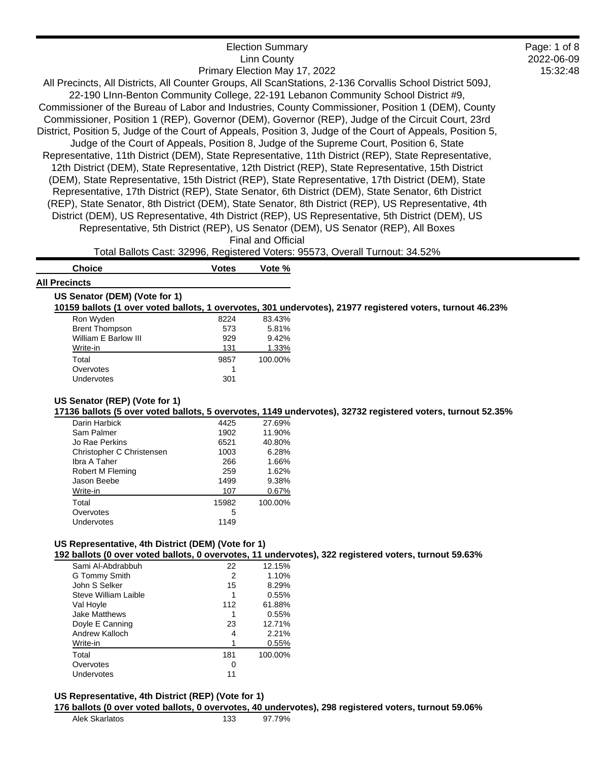# Election Summary

Linn County

Primary Election May 17, 2022

All Precincts, All Districts, All Counter Groups, All ScanStations, 2-136 Corvallis School District 509J, 22-190 LInn-Benton Community College, 22-191 Lebanon Community School District #9, Commissioner of the Bureau of Labor and Industries, County Commissioner, Position 1 (DEM), County Commissioner, Position 1 (REP), Governor (DEM), Governor (REP), Judge of the Circuit Court, 23rd District, Position 5, Judge of the Court of Appeals, Position 3, Judge of the Court of Appeals, Position 5, Judge of the Court of Appeals, Position 8, Judge of the Supreme Court, Position 6, State Representative, 11th District (DEM), State Representative, 11th District (REP), State Representative, 12th District (DEM), State Representative, 12th District (REP), State Representative, 15th District (DEM), State Representative, 15th District (REP), State Representative, 17th District (DEM), State Representative, 17th District (REP), State Senator, 6th District (DEM), State Senator, 6th District (REP), State Senator, 8th District (DEM), State Senator, 8th District (REP), US Representative, 4th District (DEM), US Representative, 4th District (REP), US Representative, 5th District (DEM), US Representative, 5th District (REP), US Senator (DEM), US Senator (REP), All Boxes

Final and Official

Total Ballots Cast: 32996, Registered Voters: 95573, Overall Turnout: 34.52%

## All Precincts

### US Senator (DEM) (Vote for 1)

**10159 ballots (1 over voted ballots, 1 overvotes, 301 undervotes), 21977 registered voters, turnout 46.23%**

| Choice | Votes | Vote % |
|---|---|---|
| Ron Wyden | 8224 | 83.43% |
| Brent Thompson | 573 | 5.81% |
| William E Barlow III | 929 | 9.42% |
| Write-in | 131 | 1.33% |
| Total | 9857 | 100.00% |
| Overvotes | 1 | |
| Undervotes | 301 | |

### US Senator (REP) (Vote for 1)

**17136 ballots (5 over voted ballots, 5 overvotes, 1149 undervotes), 32732 registered voters, turnout 52.35%**

| Choice | Votes | Vote % |
|---|---|---|
| Darin Harbick | 4425 | 27.69% |
| Sam Palmer | 1902 | 11.90% |
| Jo Rae Perkins | 6521 | 40.80% |
| Christopher C Christensen | 1003 | 6.28% |
| Ibra A Taher | 266 | 1.66% |
| Robert M Fleming | 259 | 1.62% |
| Jason Beebe | 1499 | 9.38% |
| Write-in | 107 | 0.67% |
| Total | 15982 | 100.00% |
| Overvotes | 5 | |
| Undervotes | 1149 | |

### US Representative, 4th District (DEM) (Vote for 1)

**192 ballots (0 over voted ballots, 0 overvotes, 11 undervotes), 322 registered voters, turnout 59.63%**

| Choice | Votes | Vote % |
|---|---|---|
| Sami Al-Abdrabbuh | 22 | 12.15% |
| G Tommy Smith | 2 | 1.10% |
| John S Selker | 15 | 8.29% |
| Steve William Laible | 1 | 0.55% |
| Val Hoyle | 112 | 61.88% |
| Jake Matthews | 1 | 0.55% |
| Doyle E Canning | 23 | 12.71% |
| Andrew Kalloch | 4 | 2.21% |
| Write-in | 1 | 0.55% |
| Total | 181 | 100.00% |
| Overvotes | 0 | |
| Undervotes | 11 | |

### US Representative, 4th District (REP) (Vote for 1)

**176 ballots (0 over voted ballots, 0 overvotes, 40 undervotes), 298 registered voters, turnout 59.06%**

| Choice | Votes | Vote % |
|---|---|---|
| Alek Skarlatos | 133 | 97.79% |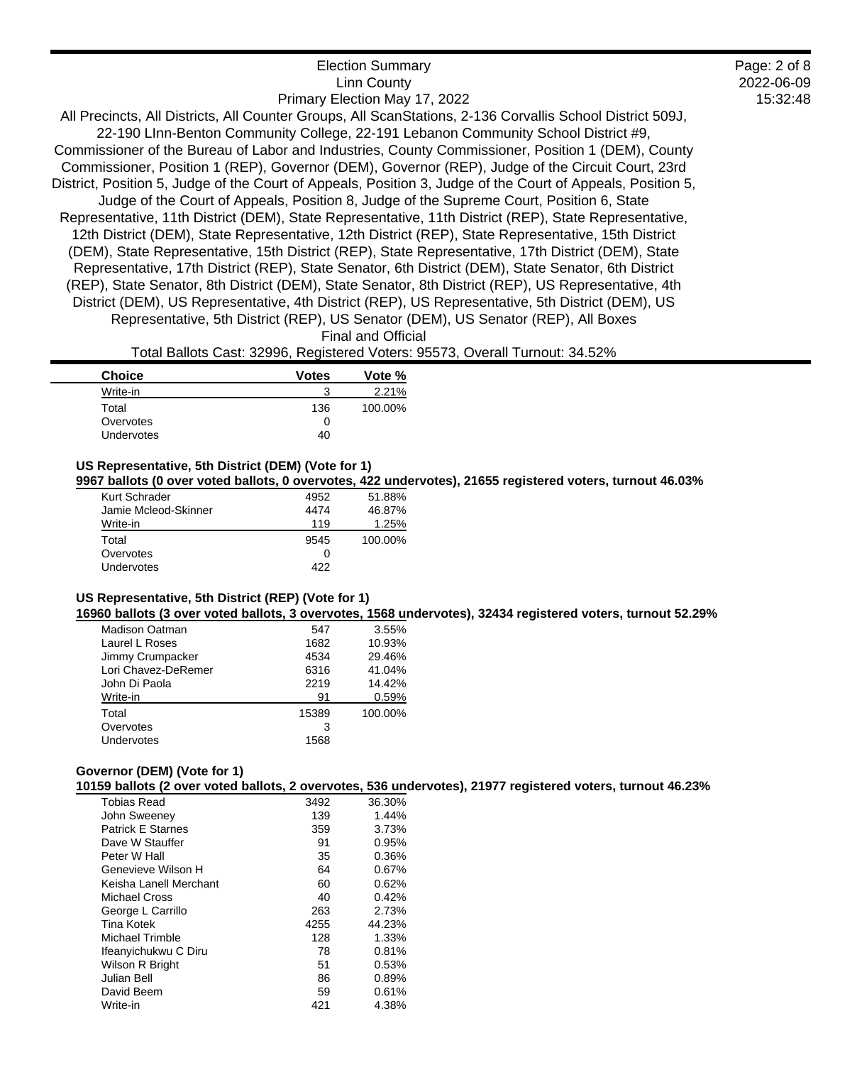Election Summary
Linn County
Primary Election May 17, 2022
All Precincts, All Districts, All Counter Groups, All ScanStations, 2-136 Corvallis School District 509J, 22-190 LInn-Benton Community College, 22-191 Lebanon Community School District #9, Commissioner of the Bureau of Labor and Industries, County Commissioner, Position 1 (DEM), County Commissioner, Position 1 (REP), Governor (DEM), Governor (REP), Judge of the Circuit Court, 23rd District, Position 5, Judge of the Court of Appeals, Position 3, Judge of the Court of Appeals, Position 5, Judge of the Court of Appeals, Position 8, Judge of the Supreme Court, Position 6, State Representative, 11th District (DEM), State Representative, 11th District (REP), State Representative, 12th District (DEM), State Representative, 12th District (REP), State Representative, 15th District (DEM), State Representative, 15th District (REP), State Representative, 17th District (DEM), State Representative, 17th District (REP), State Senator, 6th District (DEM), State Senator, 6th District (REP), State Senator, 8th District (DEM), State Senator, 8th District (REP), US Representative, 4th District (DEM), US Representative, 4th District (REP), US Representative, 5th District (DEM), US Representative, 5th District (REP), US Senator (DEM), US Senator (REP), All Boxes
Final and Official
Total Ballots Cast: 32996, Registered Voters: 95573, Overall Turnout: 34.52%

| Choice | Votes | Vote % |
|---|---|---|
| Write-in | 3 | 2.21% |
| Total | 136 | 100.00% |
| Overvotes | 0 | |
| Undervotes | 40 | |

### US Representative, 5th District (DEM) (Vote for 1)

**9967 ballots (0 over voted ballots, 0 overvotes, 422 undervotes), 21655 registered voters, turnout 46.03%**

| Choice | Votes | Vote % |
|---|---|---|
| Kurt Schrader | 4952 | 51.88% |
| Jamie Mcleod-Skinner | 4474 | 46.87% |
| Write-in | 119 | 1.25% |
| Total | 9545 | 100.00% |
| Overvotes | 0 | |
| Undervotes | 422 | |

### US Representative, 5th District (REP) (Vote for 1)

**16960 ballots (3 over voted ballots, 3 overvotes, 1568 undervotes), 32434 registered voters, turnout 52.29%**

| Choice | Votes | Vote % |
|---|---|---|
| Madison Oatman | 547 | 3.55% |
| Laurel L Roses | 1682 | 10.93% |
| Jimmy Crumpacker | 4534 | 29.46% |
| Lori Chavez-DeRemer | 6316 | 41.04% |
| John Di Paola | 2219 | 14.42% |
| Write-in | 91 | 0.59% |
| Total | 15389 | 100.00% |
| Overvotes | 3 | |
| Undervotes | 1568 | |

### Governor (DEM) (Vote for 1)

**10159 ballots (2 over voted ballots, 2 overvotes, 536 undervotes), 21977 registered voters, turnout 46.23%**

| Choice | Votes | Vote % |
|---|---|---|
| Tobias Read | 3492 | 36.30% |
| John Sweeney | 139 | 1.44% |
| Patrick E Starnes | 359 | 3.73% |
| Dave W Stauffer | 91 | 0.95% |
| Peter W Hall | 35 | 0.36% |
| Genevieve Wilson H | 64 | 0.67% |
| Keisha Lanell Merchant | 60 | 0.62% |
| Michael Cross | 40 | 0.42% |
| George L Carrillo | 263 | 2.73% |
| Tina Kotek | 4255 | 44.23% |
| Michael Trimble | 128 | 1.33% |
| Ifeanyichukwu C Diru | 78 | 0.81% |
| Wilson R Bright | 51 | 0.53% |
| Julian Bell | 86 | 0.89% |
| David Beem | 59 | 0.61% |
| Write-in | 421 | 4.38% |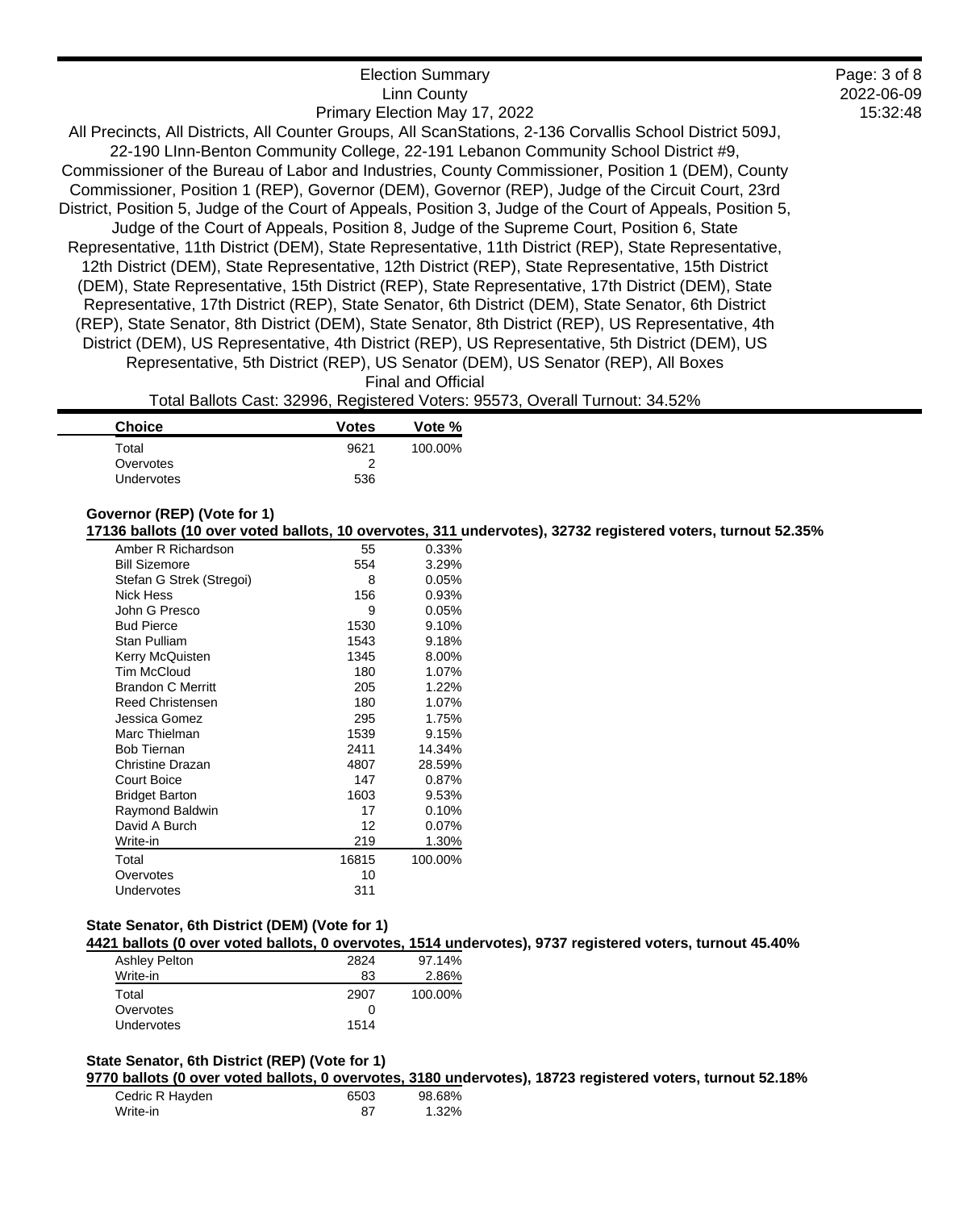| Choice | Votes | Vote % |
|---|---|---|
| Total | 9621 | 100.00% |
| Overvotes | 2 | |
| Undervotes | 536 | |

### Governor (REP) (Vote for 1)

**17136 ballots (10 over voted ballots, 10 overvotes, 311 undervotes), 32732 registered voters, turnout 52.35%**

| Choice | Votes | Vote % |
|---|---|---|
| Amber R Richardson | 55 | 0.33% |
| Bill Sizemore | 554 | 3.29% |
| Stefan G Strek (Stregoi) | 8 | 0.05% |
| Nick Hess | 156 | 0.93% |
| John G Presco | 9 | 0.05% |
| Bud Pierce | 1530 | 9.10% |
| Stan Pulliam | 1543 | 9.18% |
| Kerry McQuisten | 1345 | 8.00% |
| Tim McCloud | 180 | 1.07% |
| Brandon C Merritt | 205 | 1.22% |
| Reed Christensen | 180 | 1.07% |
| Jessica Gomez | 295 | 1.75% |
| Marc Thielman | 1539 | 9.15% |
| Bob Tiernan | 2411 | 14.34% |
| Christine Drazan | 4807 | 28.59% |
| Court Boice | 147 | 0.87% |
| Bridget Barton | 1603 | 9.53% |
| Raymond Baldwin | 17 | 0.10% |
| David A Burch | 12 | 0.07% |
| Write-in | 219 | 1.30% |
| Total | 16815 | 100.00% |
| Overvotes | 10 | |
| Undervotes | 311 | |

### State Senator, 6th District (DEM) (Vote for 1)

**4421 ballots (0 over voted ballots, 0 overvotes, 1514 undervotes), 9737 registered voters, turnout 45.40%**

| Choice | Votes | Vote % |
|---|---|---|
| Ashley Pelton | 2824 | 97.14% |
| Write-in | 83 | 2.86% |
| Total | 2907 | 100.00% |
| Overvotes | 0 | |
| Undervotes | 1514 | |

### State Senator, 6th District (REP) (Vote for 1)

**9770 ballots (0 over voted ballots, 0 overvotes, 3180 undervotes), 18723 registered voters, turnout 52.18%**

| Choice | Votes | Vote % |
|---|---|---|
| Cedric R Hayden | 6503 | 98.68% |
| Write-in | 87 | 1.32% |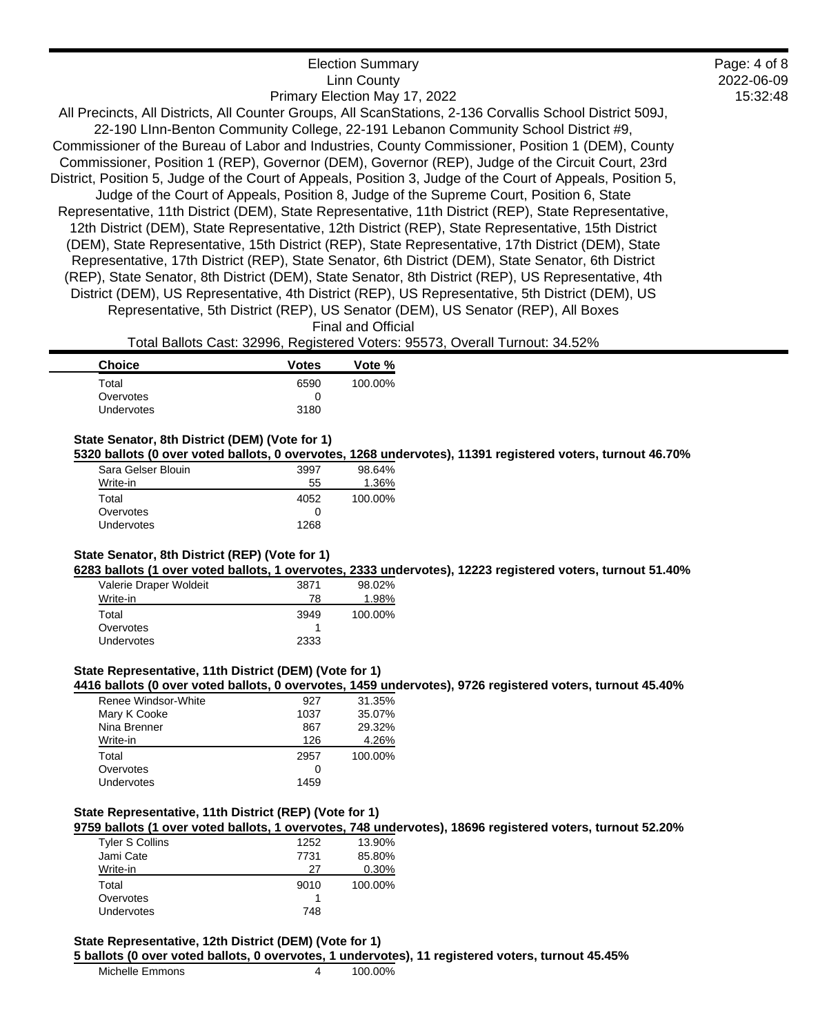Election Summary
Linn County
Primary Election May 17, 2022

All Precincts, All Districts, All Counter Groups, All ScanStations, 2-136 Corvallis School District 509J, 22-190 LInn-Benton Community College, 22-191 Lebanon Community School District #9, Commissioner of the Bureau of Labor and Industries, County Commissioner, Position 1 (DEM), County Commissioner, Position 1 (REP), Governor (DEM), Governor (REP), Judge of the Circuit Court, 23rd District, Position 5, Judge of the Court of Appeals, Position 3, Judge of the Court of Appeals, Position 5, Judge of the Court of Appeals, Position 8, Judge of the Supreme Court, Position 6, State Representative, 11th District (DEM), State Representative, 11th District (REP), State Representative, 12th District (DEM), State Representative, 12th District (REP), State Representative, 15th District (DEM), State Representative, 15th District (REP), State Representative, 17th District (DEM), State Representative, 17th District (REP), State Senator, 6th District (DEM), State Senator, 6th District (REP), State Senator, 8th District (DEM), State Senator, 8th District (REP), US Representative, 4th District (DEM), US Representative, 4th District (REP), US Representative, 5th District (DEM), US Representative, 5th District (REP), US Senator (DEM), US Senator (REP), All Boxes

Final and Official

Total Ballots Cast: 32996, Registered Voters: 95573, Overall Turnout: 34.52%

| Choice | Votes | Vote % |
|---|---|---|
| Total | 6590 | 100.00% |
| Overvotes | 0 | |
| Undervotes | 3180 | |

### State Senator, 8th District (DEM) (Vote for 1)

**5320 ballots (0 over voted ballots, 0 overvotes, 1268 undervotes), 11391 registered voters, turnout 46.70%**

| Choice | Votes | Vote % |
|---|---|---|
| Sara Gelser Blouin | 3997 | 98.64% |
| Write-in | 55 | 1.36% |
| Total | 4052 | 100.00% |
| Overvotes | 0 | |
| Undervotes | 1268 | |

### State Senator, 8th District (REP) (Vote for 1)

**6283 ballots (1 over voted ballots, 1 overvotes, 2333 undervotes), 12223 registered voters, turnout 51.40%**

| Choice | Votes | Vote % |
|---|---|---|
| Valerie Draper Woldeit | 3871 | 98.02% |
| Write-in | 78 | 1.98% |
| Total | 3949 | 100.00% |
| Overvotes | 1 | |
| Undervotes | 2333 | |

### State Representative, 11th District (DEM) (Vote for 1)

**4416 ballots (0 over voted ballots, 0 overvotes, 1459 undervotes), 9726 registered voters, turnout 45.40%**

| Choice | Votes | Vote % |
|---|---|---|
| Renee Windsor-White | 927 | 31.35% |
| Mary K Cooke | 1037 | 35.07% |
| Nina Brenner | 867 | 29.32% |
| Write-in | 126 | 4.26% |
| Total | 2957 | 100.00% |
| Overvotes | 0 | |
| Undervotes | 1459 | |

### State Representative, 11th District (REP) (Vote for 1)

**9759 ballots (1 over voted ballots, 1 overvotes, 748 undervotes), 18696 registered voters, turnout 52.20%**

| Choice | Votes | Vote % |
|---|---|---|
| Tyler S Collins | 1252 | 13.90% |
| Jami Cate | 7731 | 85.80% |
| Write-in | 27 | 0.30% |
| Total | 9010 | 100.00% |
| Overvotes | 1 | |
| Undervotes | 748 | |

### State Representative, 12th District (DEM) (Vote for 1)

**5 ballots (0 over voted ballots, 0 overvotes, 1 undervotes), 11 registered voters, turnout 45.45%**

| Choice | Votes | Vote % |
|---|---|---|
| Michelle Emmons | 4 | 100.00% |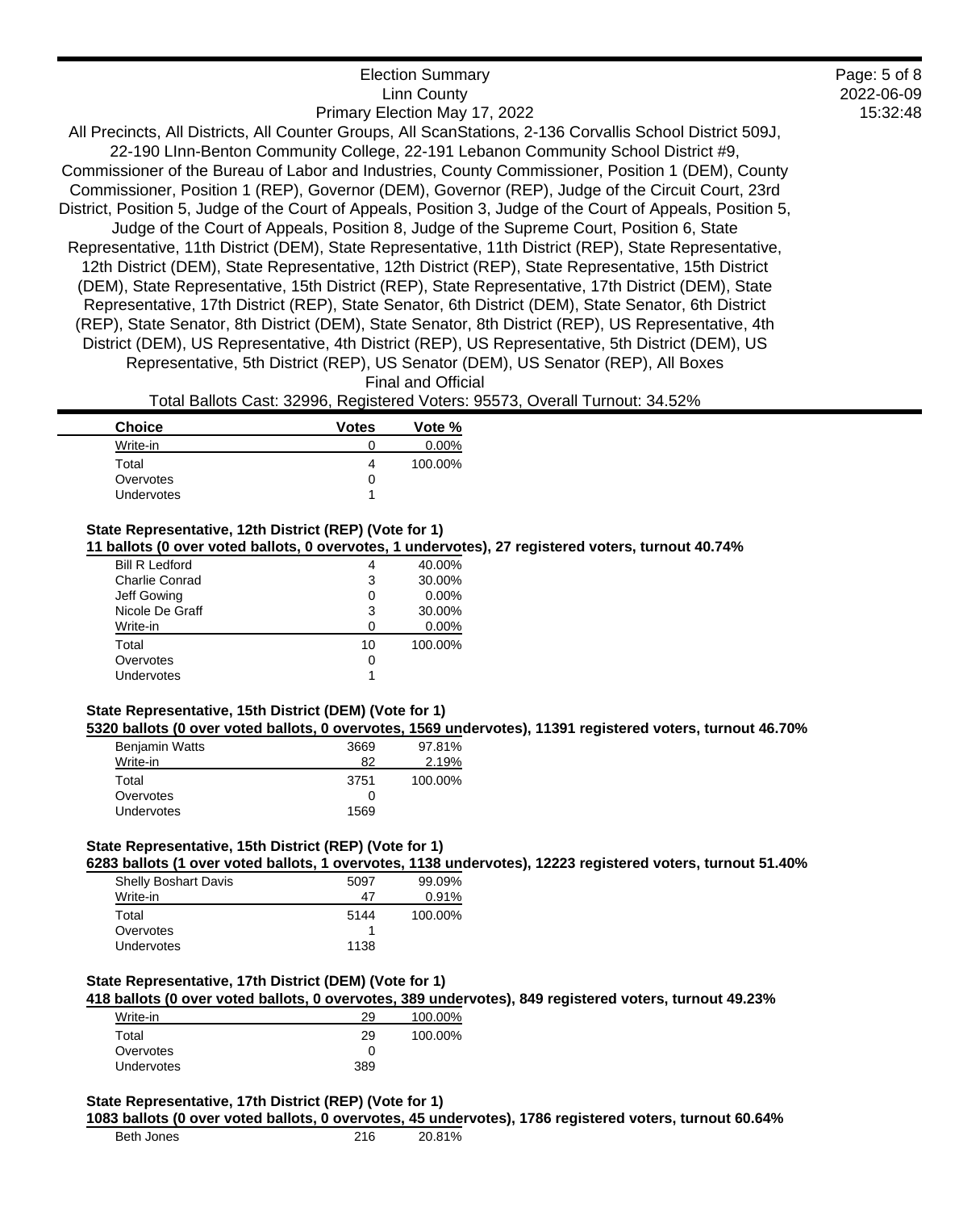Election Summary
Linn County
Primary Election May 17, 2022

All Precincts, All Districts, All Counter Groups, All ScanStations, 2-136 Corvallis School District 509J, 22-190 LInn-Benton Community College, 22-191 Lebanon Community School District #9, Commissioner of the Bureau of Labor and Industries, County Commissioner, Position 1 (DEM), County Commissioner, Position 1 (REP), Governor (DEM), Governor (REP), Judge of the Circuit Court, 23rd District, Position 5, Judge of the Court of Appeals, Position 3, Judge of the Court of Appeals, Position 5, Judge of the Court of Appeals, Position 8, Judge of the Supreme Court, Position 6, State Representative, 11th District (DEM), State Representative, 11th District (REP), State Representative, 12th District (DEM), State Representative, 12th District (REP), State Representative, 15th District (DEM), State Representative, 15th District (REP), State Representative, 17th District (DEM), State Representative, 17th District (REP), State Senator, 6th District (DEM), State Senator, 6th District (REP), State Senator, 8th District (DEM), State Senator, 8th District (REP), US Representative, 4th District (DEM), US Representative, 4th District (REP), US Representative, 5th District (DEM), US Representative, 5th District (REP), US Senator (DEM), US Senator (REP), All Boxes

Final and Official

Total Ballots Cast: 32996, Registered Voters: 95573, Overall Turnout: 34.52%

| Choice | Votes | Vote % |
|---|---|---|
| Write-in | 0 | 0.00% |
| Total | 4 | 100.00% |
| Overvotes | 0 | |
| Undervotes | 1 | |

### State Representative, 12th District (REP) (Vote for 1)

**11 ballots (0 over voted ballots, 0 overvotes, 1 undervotes), 27 registered voters, turnout 40.74%**

| Choice | Votes | Vote % |
|---|---|---|
| Bill R Ledford | 4 | 40.00% |
| Charlie Conrad | 3 | 30.00% |
| Jeff Gowing | 0 | 0.00% |
| Nicole De Graff | 3 | 30.00% |
| Write-in | 0 | 0.00% |
| Total | 10 | 100.00% |
| Overvotes | 0 | |
| Undervotes | 1 | |

### State Representative, 15th District (DEM) (Vote for 1)

**5320 ballots (0 over voted ballots, 0 overvotes, 1569 undervotes), 11391 registered voters, turnout 46.70%**

| Choice | Votes | Vote % |
|---|---|---|
| Benjamin Watts | 3669 | 97.81% |
| Write-in | 82 | 2.19% |
| Total | 3751 | 100.00% |
| Overvotes | 0 | |
| Undervotes | 1569 | |

### State Representative, 15th District (REP) (Vote for 1)

**6283 ballots (1 over voted ballots, 1 overvotes, 1138 undervotes), 12223 registered voters, turnout 51.40%**

| Choice | Votes | Vote % |
|---|---|---|
| Shelly Boshart Davis | 5097 | 99.09% |
| Write-in | 47 | 0.91% |
| Total | 5144 | 100.00% |
| Overvotes | 1 | |
| Undervotes | 1138 | |

### State Representative, 17th District (DEM) (Vote for 1)

**418 ballots (0 over voted ballots, 0 overvotes, 389 undervotes), 849 registered voters, turnout 49.23%**

| Choice | Votes | Vote % |
|---|---|---|
| Write-in | 29 | 100.00% |
| Total | 29 | 100.00% |
| Overvotes | 0 | |
| Undervotes | 389 | |

### State Representative, 17th District (REP) (Vote for 1)

**1083 ballots (0 over voted ballots, 0 overvotes, 45 undervotes), 1786 registered voters, turnout 60.64%**

| Choice | Votes | Vote % |
|---|---|---|
| Beth Jones | 216 | 20.81% |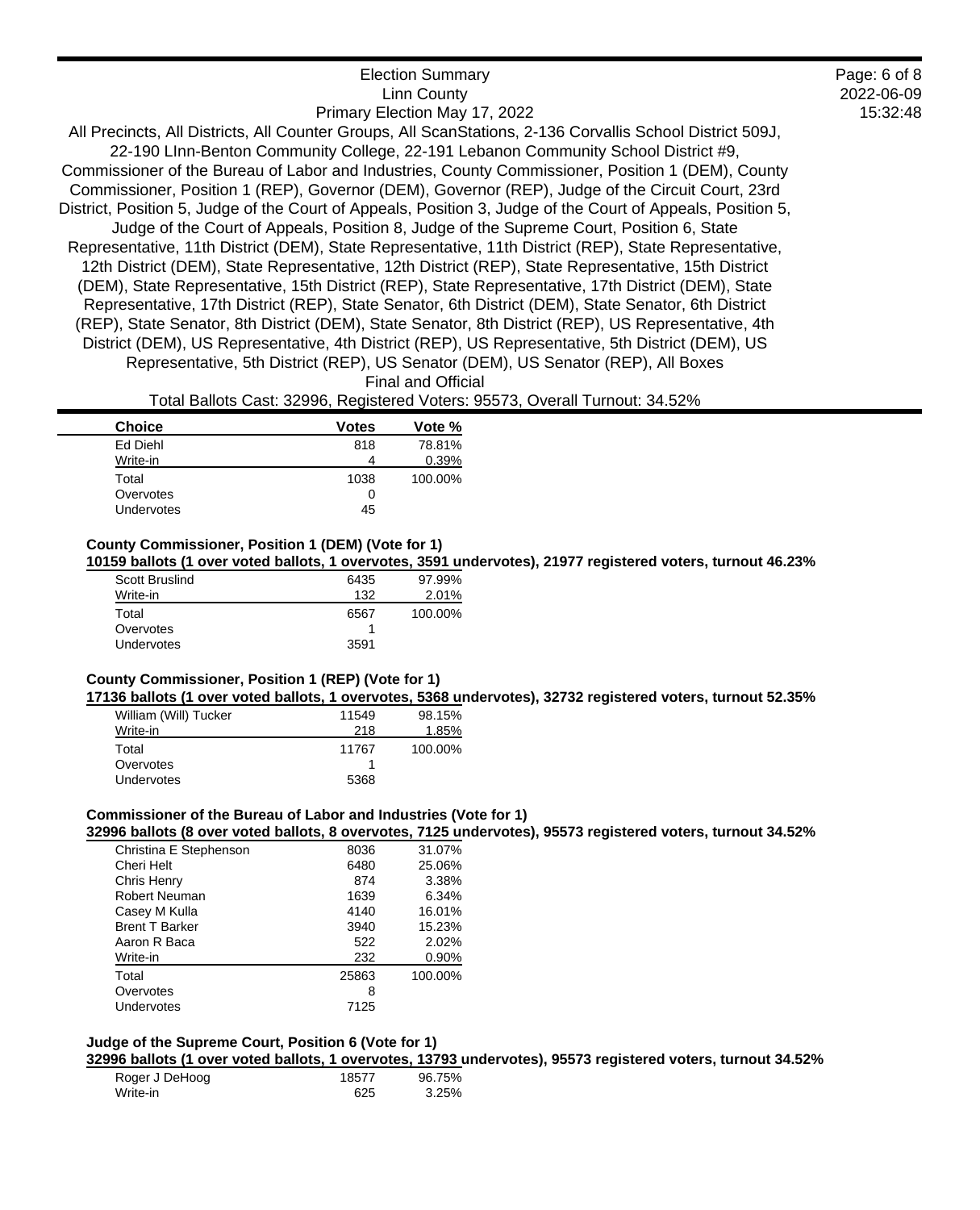Election Summary
Linn County
Primary Election May 17, 2022

All Precincts, All Districts, All Counter Groups, All ScanStations, 2-136 Corvallis School District 509J, 22-190 LInn-Benton Community College, 22-191 Lebanon Community School District #9, Commissioner of the Bureau of Labor and Industries, County Commissioner, Position 1 (DEM), County Commissioner, Position 1 (REP), Governor (DEM), Governor (REP), Judge of the Circuit Court, 23rd District, Position 5, Judge of the Court of Appeals, Position 3, Judge of the Court of Appeals, Position 5, Judge of the Court of Appeals, Position 8, Judge of the Supreme Court, Position 6, State Representative, 11th District (DEM), State Representative, 11th District (REP), State Representative, 12th District (DEM), State Representative, 12th District (REP), State Representative, 15th District (DEM), State Representative, 15th District (REP), State Representative, 17th District (DEM), State Representative, 17th District (REP), State Senator, 6th District (DEM), State Senator, 6th District (REP), State Senator, 8th District (DEM), State Senator, 8th District (REP), US Representative, 4th District (DEM), US Representative, 4th District (REP), US Representative, 5th District (DEM), US Representative, 5th District (REP), US Senator (DEM), US Senator (REP), All Boxes

Final and Official

Total Ballots Cast: 32996, Registered Voters: 95573, Overall Turnout: 34.52%

| Choice | Votes | Vote % |
|---|---|---|
| Ed Diehl | 818 | 78.81% |
| Write-in | 4 | 0.39% |
| Total | 1038 | 100.00% |
| Overvotes | 0 | |
| Undervotes | 45 | |

**County Commissioner, Position 1 (DEM) (Vote for 1)**

**10159 ballots (1 over voted ballots, 1 overvotes, 3591 undervotes), 21977 registered voters, turnout 46.23%**

| Choice | Votes | Vote % |
|---|---|---|
| Scott Bruslind | 6435 | 97.99% |
| Write-in | 132 | 2.01% |
| Total | 6567 | 100.00% |
| Overvotes | 1 | |
| Undervotes | 3591 | |

**County Commissioner, Position 1 (REP) (Vote for 1)**

**17136 ballots (1 over voted ballots, 1 overvotes, 5368 undervotes), 32732 registered voters, turnout 52.35%**

| Choice | Votes | Vote % |
|---|---|---|
| William (Will) Tucker | 11549 | 98.15% |
| Write-in | 218 | 1.85% |
| Total | 11767 | 100.00% |
| Overvotes | 1 | |
| Undervotes | 5368 | |

**Commissioner of the Bureau of Labor and Industries (Vote for 1)**

**32996 ballots (8 over voted ballots, 8 overvotes, 7125 undervotes), 95573 registered voters, turnout 34.52%**

| Choice | Votes | Vote % |
|---|---|---|
| Christina E Stephenson | 8036 | 31.07% |
| Cheri Helt | 6480 | 25.06% |
| Chris Henry | 874 | 3.38% |
| Robert Neuman | 1639 | 6.34% |
| Casey M Kulla | 4140 | 16.01% |
| Brent T Barker | 3940 | 15.23% |
| Aaron R Baca | 522 | 2.02% |
| Write-in | 232 | 0.90% |
| Total | 25863 | 100.00% |
| Overvotes | 8 | |
| Undervotes | 7125 | |

**Judge of the Supreme Court, Position 6 (Vote for 1)**

**32996 ballots (1 over voted ballots, 1 overvotes, 13793 undervotes), 95573 registered voters, turnout 34.52%**

| Choice | Votes | Vote % |
|---|---|---|
| Roger J DeHoog | 18577 | 96.75% |
| Write-in | 625 | 3.25% |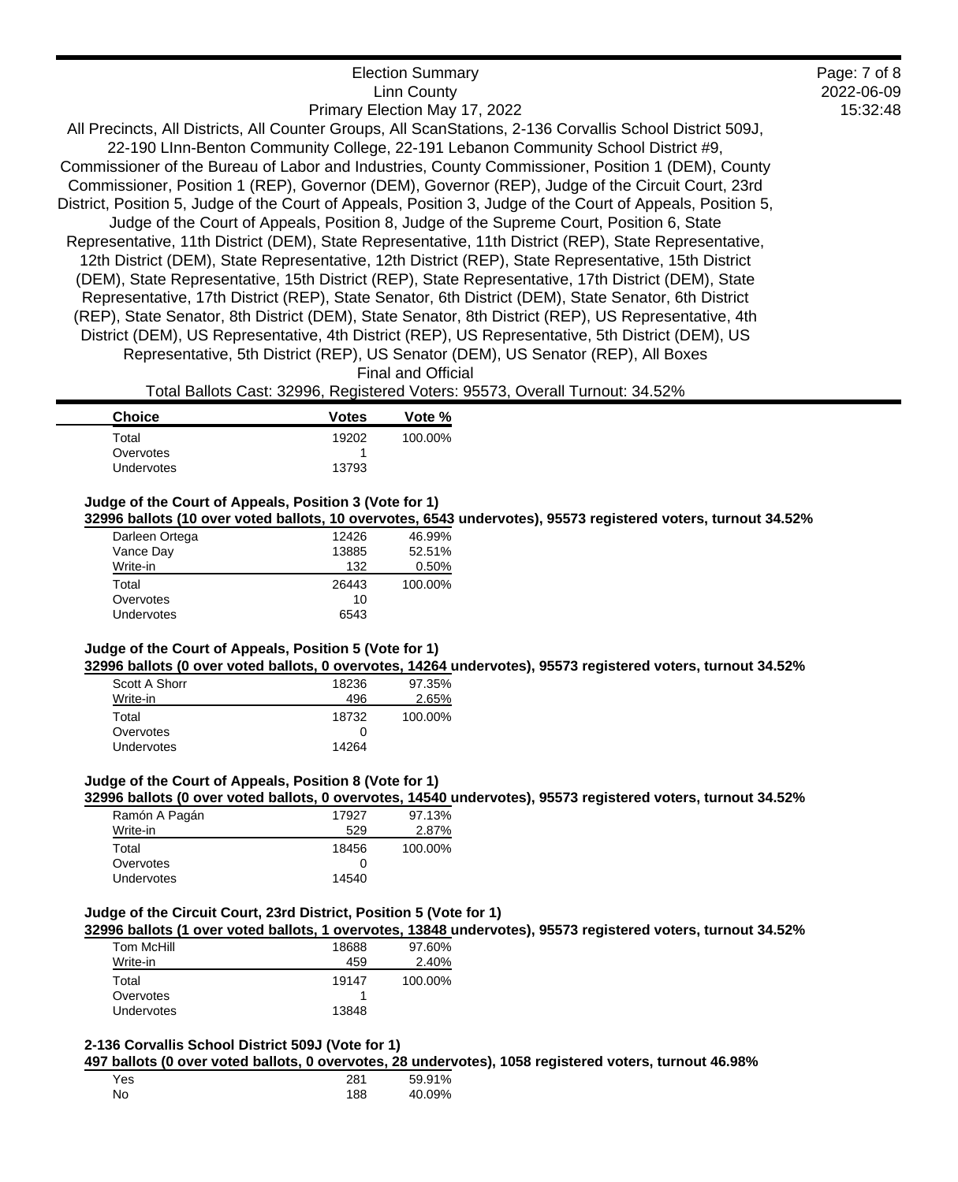Election Summary
Linn County
Primary Election May 17, 2022

All Precincts, All Districts, All Counter Groups, All ScanStations, 2-136 Corvallis School District 509J, 22-190 LInn-Benton Community College, 22-191 Lebanon Community School District #9, Commissioner of the Bureau of Labor and Industries, County Commissioner, Position 1 (DEM), County Commissioner, Position 1 (REP), Governor (DEM), Governor (REP), Judge of the Circuit Court, 23rd District, Position 5, Judge of the Court of Appeals, Position 3, Judge of the Court of Appeals, Position 5, Judge of the Court of Appeals, Position 8, Judge of the Supreme Court, Position 6, State Representative, 11th District (DEM), State Representative, 11th District (REP), State Representative, 12th District (DEM), State Representative, 12th District (REP), State Representative, 15th District (DEM), State Representative, 15th District (REP), State Representative, 17th District (DEM), State Representative, 17th District (REP), State Senator, 6th District (DEM), State Senator, 6th District (REP), State Senator, 8th District (DEM), State Senator, 8th District (REP), US Representative, 4th District (DEM), US Representative, 4th District (REP), US Representative, 5th District (DEM), US Representative, 5th District (REP), US Senator (DEM), US Senator (REP), All Boxes

Final and Official

Total Ballots Cast: 32996, Registered Voters: 95573, Overall Turnout: 34.52%

| Choice | Votes | Vote % |
|---|---|---|
| Total | 19202 | 100.00% |
| Overvotes | 1 | |
| Undervotes | 13793 | |

### Judge of the Court of Appeals, Position 3 (Vote for 1)

**32996 ballots (10 over voted ballots, 10 overvotes, 6543 undervotes), 95573 registered voters, turnout 34.52%**

| Choice | Votes | Vote % |
|---|---|---|
| Darleen Ortega | 12426 | 46.99% |
| Vance Day | 13885 | 52.51% |
| Write-in | 132 | 0.50% |
| Total | 26443 | 100.00% |
| Overvotes | 10 | |
| Undervotes | 6543 | |

### Judge of the Court of Appeals, Position 5 (Vote for 1)

**32996 ballots (0 over voted ballots, 0 overvotes, 14264 undervotes), 95573 registered voters, turnout 34.52%**

| Choice | Votes | Vote % |
|---|---|---|
| Scott A Shorr | 18236 | 97.35% |
| Write-in | 496 | 2.65% |
| Total | 18732 | 100.00% |
| Overvotes | 0 | |
| Undervotes | 14264 | |

### Judge of the Court of Appeals, Position 8 (Vote for 1)

**32996 ballots (0 over voted ballots, 0 overvotes, 14540 undervotes), 95573 registered voters, turnout 34.52%**

| Choice | Votes | Vote % |
|---|---|---|
| Ramón A Pagán | 17927 | 97.13% |
| Write-in | 529 | 2.87% |
| Total | 18456 | 100.00% |
| Overvotes | 0 | |
| Undervotes | 14540 | |

### Judge of the Circuit Court, 23rd District, Position 5 (Vote for 1)

**32996 ballots (1 over voted ballots, 1 overvotes, 13848 undervotes), 95573 registered voters, turnout 34.52%**

| Choice | Votes | Vote % |
|---|---|---|
| Tom McHill | 18688 | 97.60% |
| Write-in | 459 | 2.40% |
| Total | 19147 | 100.00% |
| Overvotes | 1 | |
| Undervotes | 13848 | |

### 2-136 Corvallis School District 509J (Vote for 1)

**497 ballots (0 over voted ballots, 0 overvotes, 28 undervotes), 1058 registered voters, turnout 46.98%**

| Choice | Votes | Vote % |
|---|---|---|
| Yes | 281 | 59.91% |
| No | 188 | 40.09% |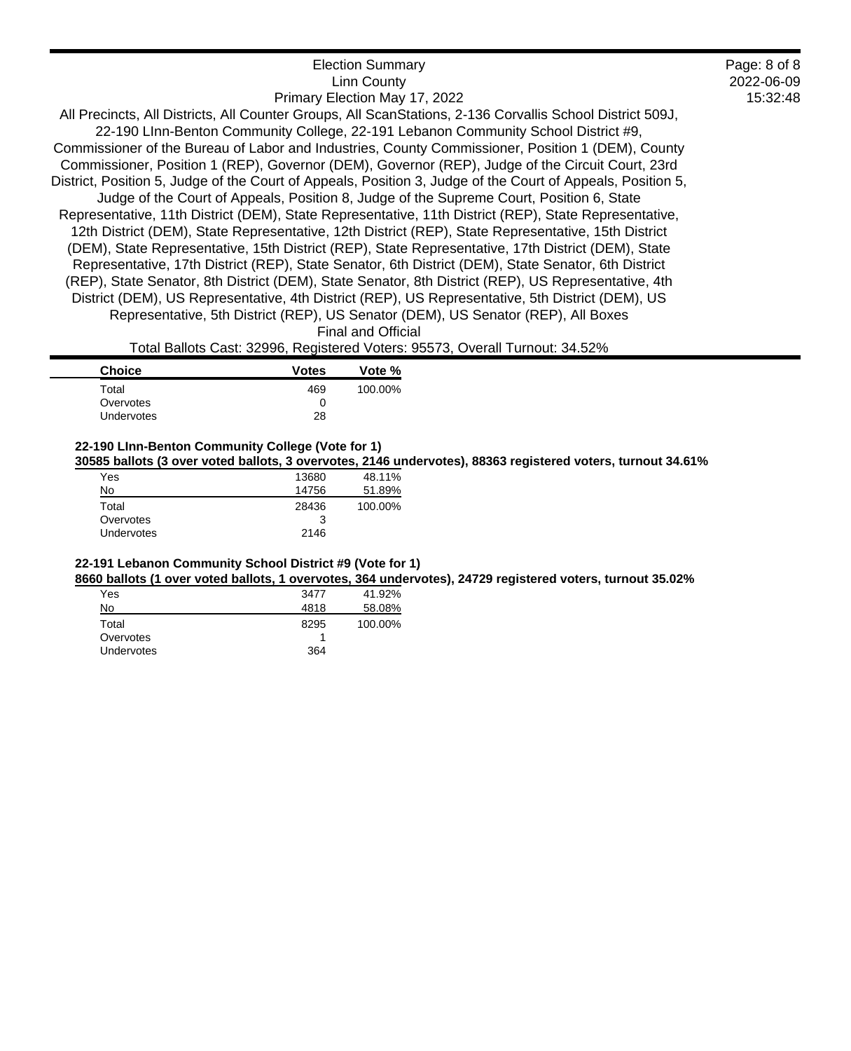Election Summary
Linn County
Primary Election May 17, 2022
All Precincts, All Districts, All Counter Groups, All ScanStations, 2-136 Corvallis School District 509J, 22-190 LInn-Benton Community College, 22-191 Lebanon Community School District #9, Commissioner of the Bureau of Labor and Industries, County Commissioner, Position 1 (DEM), County Commissioner, Position 1 (REP), Governor (DEM), Governor (REP), Judge of the Circuit Court, 23rd District, Position 5, Judge of the Court of Appeals, Position 3, Judge of the Court of Appeals, Position 5, Judge of the Court of Appeals, Position 8, Judge of the Supreme Court, Position 6, State Representative, 11th District (DEM), State Representative, 11th District (REP), State Representative, 12th District (DEM), State Representative, 12th District (REP), State Representative, 15th District (DEM), State Representative, 15th District (REP), State Representative, 17th District (DEM), State Representative, 17th District (REP), State Senator, 6th District (DEM), State Senator, 6th District (REP), State Senator, 8th District (DEM), State Senator, 8th District (REP), US Representative, 4th District (DEM), US Representative, 4th District (REP), US Representative, 5th District (DEM), US Representative, 5th District (REP), US Senator (DEM), US Senator (REP), All Boxes
Final and Official
Total Ballots Cast: 32996, Registered Voters: 95573, Overall Turnout: 34.52%

| Choice | Votes | Vote % |
|---|---|---|
| Total | 469 | 100.00% |
| Overvotes | 0 | |
| Undervotes | 28 | |

### 22-190 LInn-Benton Community College (Vote for 1)

**30585 ballots (3 over voted ballots, 3 overvotes, 2146 undervotes), 88363 registered voters, turnout 34.61%**

| Choice | Votes | Vote % |
|---|---|---|
| Yes | 13680 | 48.11% |
| No | 14756 | 51.89% |
| Total | 28436 | 100.00% |
| Overvotes | 3 | |
| Undervotes | 2146 | |

### 22-191 Lebanon Community School District #9 (Vote for 1)

**8660 ballots (1 over voted ballots, 1 overvotes, 364 undervotes), 24729 registered voters, turnout 35.02%**

| Choice | Votes | Vote % |
|---|---|---|
| Yes | 3477 | 41.92% |
| No | 4818 | 58.08% |
| Total | 8295 | 100.00% |
| Overvotes | 1 | |
| Undervotes | 364 | |